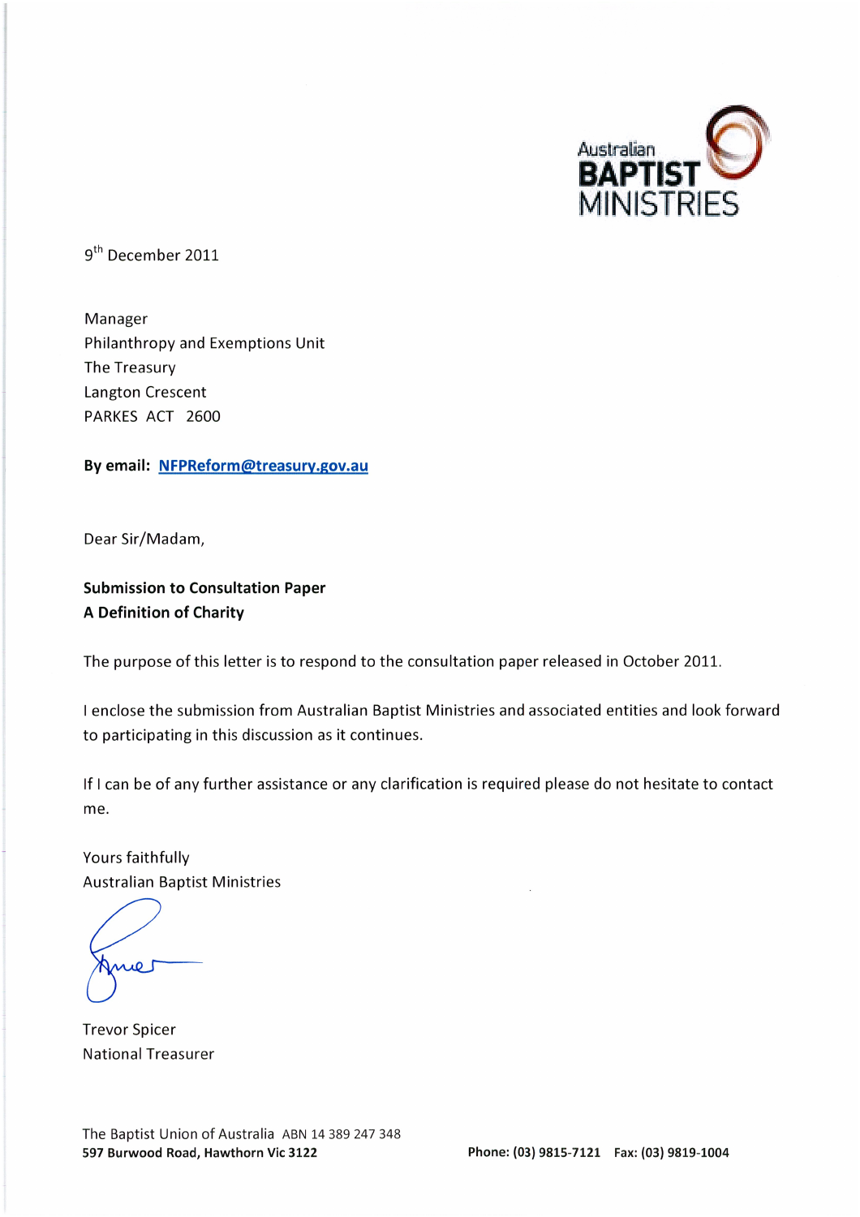Australian **BAPTIST** MINISTRIES

9th December 2011

Manager
Philanthropy and Exemptions Unit
The Treasury
Langton Crescent
PARKES ACT 2600

**By email: NFPReform@treasury.gov.au**

Dear Sir/Madam,

**Submission to Consultation Paper**
**A Definition of Charity**

The purpose of this letter is to respond to the consultation paper released in October 2011.

I enclose the submission from Australian Baptist Ministries and associated entities and look forward to participating in this discussion as it continues.

If I can be of any further assistance or any clarification is required please do not hesitate to contact me.

Yours faithfully
Australian Baptist Ministries

Trevor Spicer
National Treasurer

The Baptist Union of Australia ABN 14 389 247 348
**597 Burwood Road, Hawthorn Vic 3122** **Phone: (03) 9815-7121 Fax: (03) 9819-1004**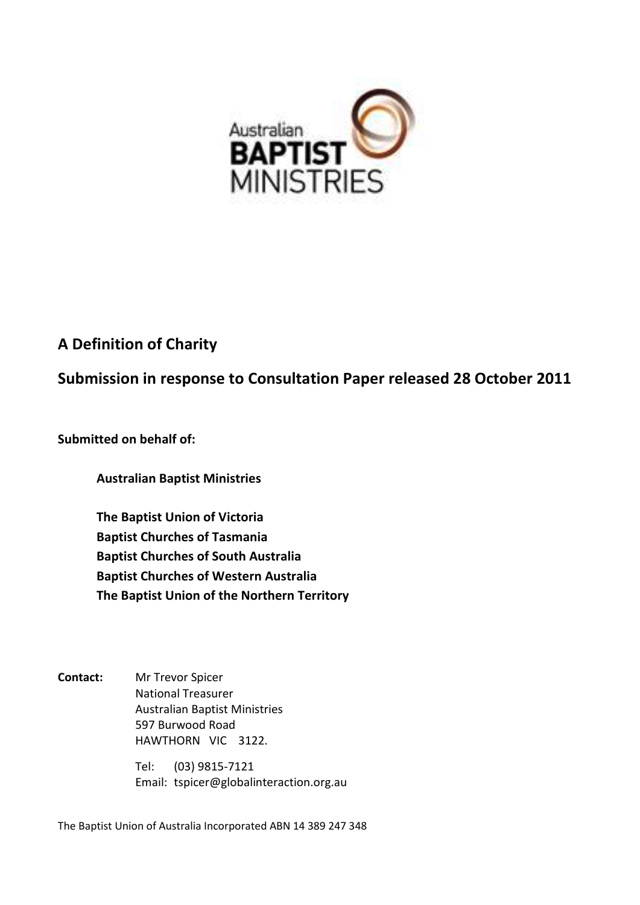Australian
**BAPTIST**
MINISTRIES

## A Definition of Charity

## Submission in response to Consultation Paper released 28 October 2011

**Submitted on behalf of:**

**Australian Baptist Ministries**

**The Baptist Union of Victoria**
**Baptist Churches of Tasmania**
**Baptist Churches of South Australia**
**Baptist Churches of Western Australia**
**The Baptist Union of the Northern Territory**

**Contact:** Mr Trevor Spicer
National Treasurer
Australian Baptist Ministries
597 Burwood Road
HAWTHORN VIC 3122.

Tel: (03) 9815-7121
Email: tspicer@globalinteraction.org.au

The Baptist Union of Australia Incorporated ABN 14 389 247 348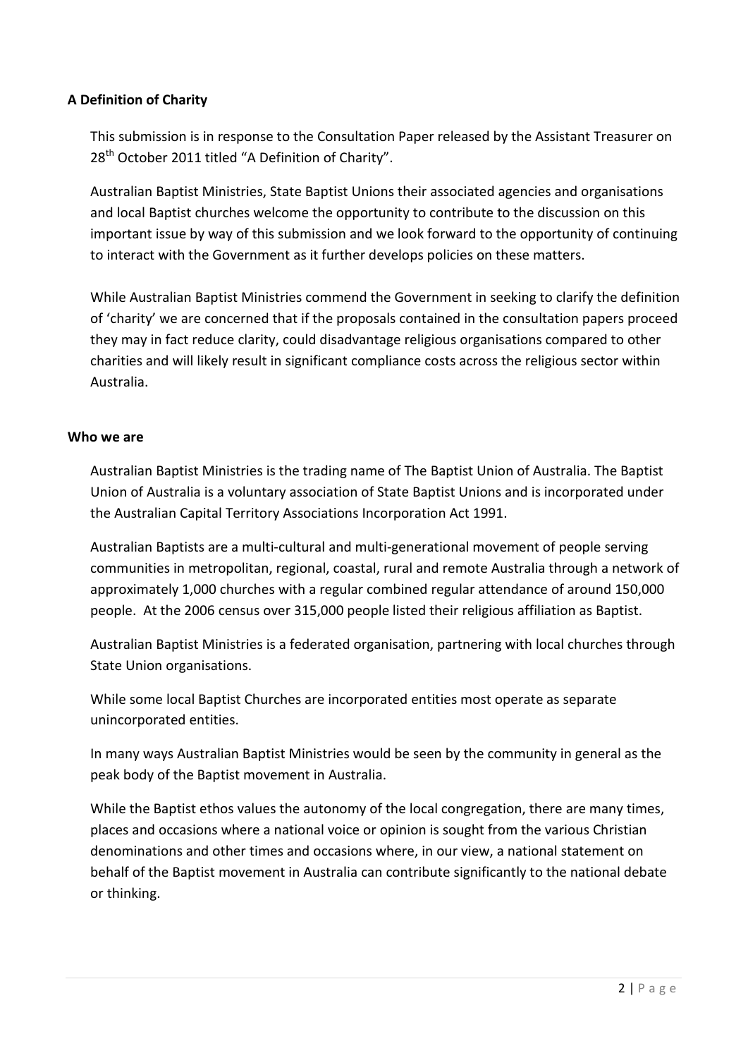**A Definition of Charity**

This submission is in response to the Consultation Paper released by the Assistant Treasurer on 28th October 2011 titled "A Definition of Charity".

Australian Baptist Ministries, State Baptist Unions their associated agencies and organisations and local Baptist churches welcome the opportunity to contribute to the discussion on this important issue by way of this submission and we look forward to the opportunity of continuing to interact with the Government as it further develops policies on these matters.

While Australian Baptist Ministries commend the Government in seeking to clarify the definition of 'charity' we are concerned that if the proposals contained in the consultation papers proceed they may in fact reduce clarity, could disadvantage religious organisations compared to other charities and will likely result in significant compliance costs across the religious sector within Australia.

**Who we are**

Australian Baptist Ministries is the trading name of The Baptist Union of Australia. The Baptist Union of Australia is a voluntary association of State Baptist Unions and is incorporated under the Australian Capital Territory Associations Incorporation Act 1991.

Australian Baptists are a multi-cultural and multi-generational movement of people serving communities in metropolitan, regional, coastal, rural and remote Australia through a network of approximately 1,000 churches with a regular combined regular attendance of around 150,000 people. At the 2006 census over 315,000 people listed their religious affiliation as Baptist.

Australian Baptist Ministries is a federated organisation, partnering with local churches through State Union organisations.

While some local Baptist Churches are incorporated entities most operate as separate unincorporated entities.

In many ways Australian Baptist Ministries would be seen by the community in general as the peak body of the Baptist movement in Australia.

While the Baptist ethos values the autonomy of the local congregation, there are many times, places and occasions where a national voice or opinion is sought from the various Christian denominations and other times and occasions where, in our view, a national statement on behalf of the Baptist movement in Australia can contribute significantly to the national debate or thinking.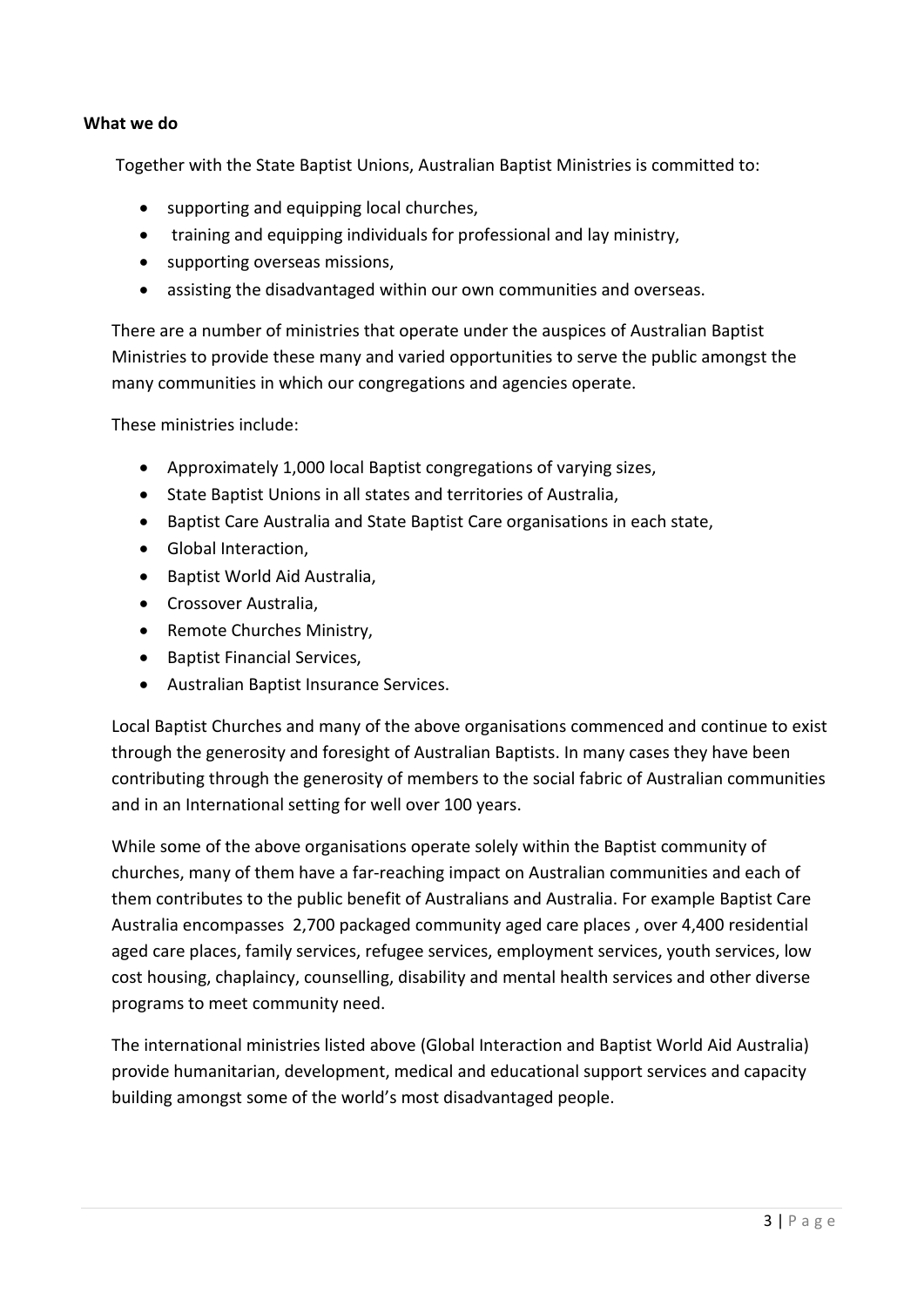**What we do**

Together with the State Baptist Unions, Australian Baptist Ministries is committed to:

- supporting and equipping local churches,
- training and equipping individuals for professional and lay ministry,
- supporting overseas missions,
- assisting the disadvantaged within our own communities and overseas.

There are a number of ministries that operate under the auspices of Australian Baptist Ministries to provide these many and varied opportunities to serve the public amongst the many communities in which our congregations and agencies operate.

These ministries include:

- Approximately 1,000 local Baptist congregations of varying sizes,
- State Baptist Unions in all states and territories of Australia,
- Baptist Care Australia and State Baptist Care organisations in each state,
- Global Interaction,
- Baptist World Aid Australia,
- Crossover Australia,
- Remote Churches Ministry,
- Baptist Financial Services,
- Australian Baptist Insurance Services.

Local Baptist Churches and many of the above organisations commenced and continue to exist through the generosity and foresight of Australian Baptists. In many cases they have been contributing through the generosity of members to the social fabric of Australian communities and in an International setting for well over 100 years.

While some of the above organisations operate solely within the Baptist community of churches, many of them have a far-reaching impact on Australian communities and each of them contributes to the public benefit of Australians and Australia. For example Baptist Care Australia encompasses 2,700 packaged community aged care places , over 4,400 residential aged care places, family services, refugee services, employment services, youth services, low cost housing, chaplaincy, counselling, disability and mental health services and other diverse programs to meet community need.

The international ministries listed above (Global Interaction and Baptist World Aid Australia) provide humanitarian, development, medical and educational support services and capacity building amongst some of the world's most disadvantaged people.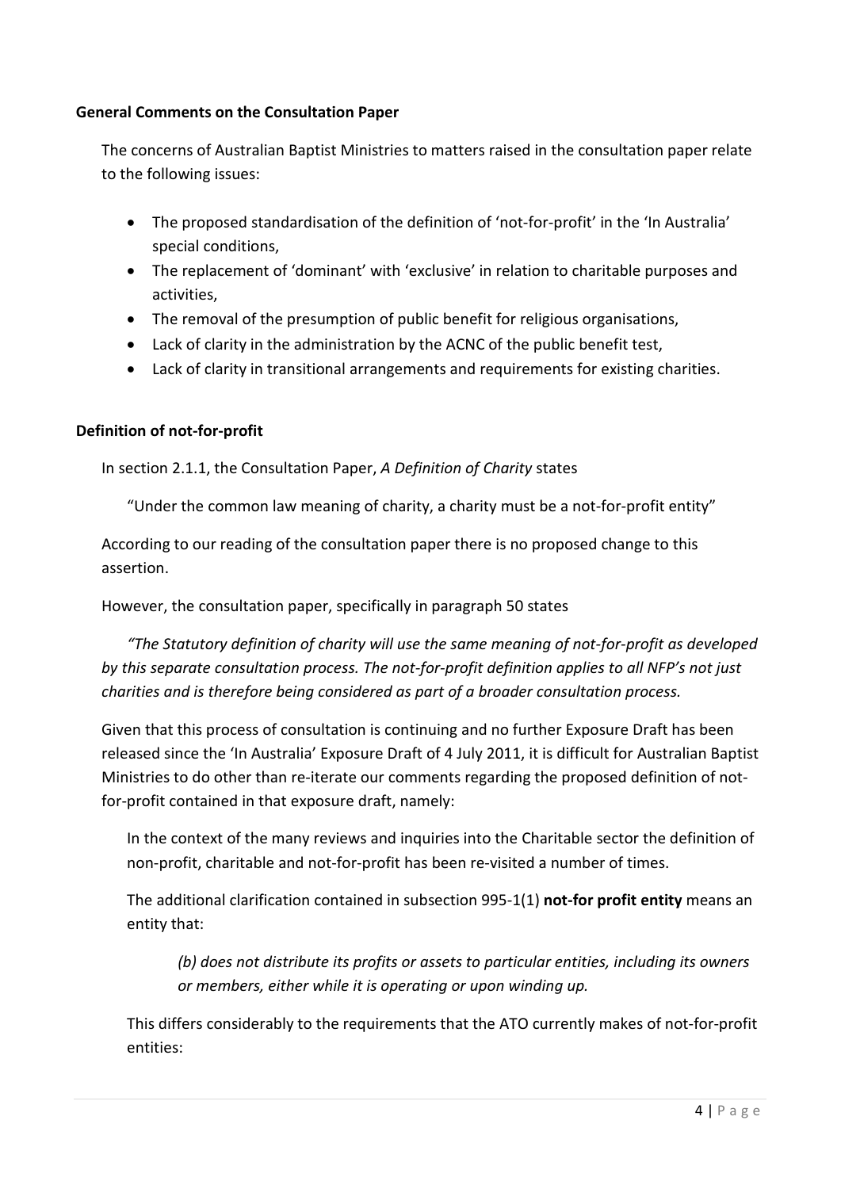**General Comments on the Consultation Paper**

The concerns of Australian Baptist Ministries to matters raised in the consultation paper relate to the following issues:

- The proposed standardisation of the definition of 'not-for-profit' in the 'In Australia' special conditions,
- The replacement of 'dominant' with 'exclusive' in relation to charitable purposes and activities,
- The removal of the presumption of public benefit for religious organisations,
- Lack of clarity in the administration by the ACNC of the public benefit test,
- Lack of clarity in transitional arrangements and requirements for existing charities.

**Definition of not-for-profit**

In section 2.1.1, the Consultation Paper, *A Definition of Charity* states

"Under the common law meaning of charity, a charity must be a not-for-profit entity"

According to our reading of the consultation paper there is no proposed change to this assertion.

However, the consultation paper, specifically in paragraph 50 states

*"The Statutory definition of charity will use the same meaning of not-for-profit as developed by this separate consultation process. The not-for-profit definition applies to all NFP's not just charities and is therefore being considered as part of a broader consultation process.*

Given that this process of consultation is continuing and no further Exposure Draft has been released since the 'In Australia' Exposure Draft of 4 July 2011, it is difficult for Australian Baptist Ministries to do other than re-iterate our comments regarding the proposed definition of not-for-profit contained in that exposure draft, namely:

In the context of the many reviews and inquiries into the Charitable sector the definition of non-profit, charitable and not-for-profit has been re-visited a number of times.

The additional clarification contained in subsection 995-1(1) **not-for profit entity** means an entity that:

*(b) does not distribute its profits or assets to particular entities, including its owners or members, either while it is operating or upon winding up.*

This differs considerably to the requirements that the ATO currently makes of not-for-profit entities: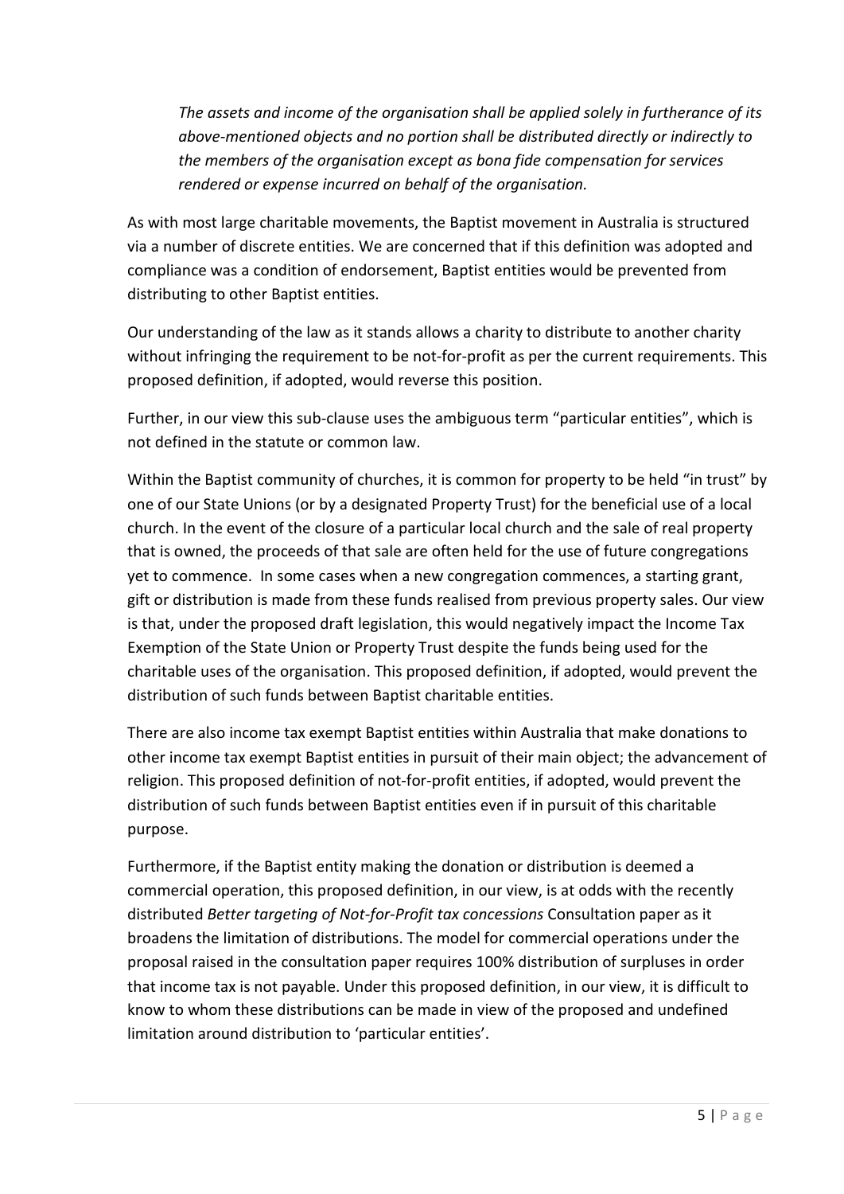> *The assets and income of the organisation shall be applied solely in furtherance of its above-mentioned objects and no portion shall be distributed directly or indirectly to the members of the organisation except as bona fide compensation for services rendered or expense incurred on behalf of the organisation.*

As with most large charitable movements, the Baptist movement in Australia is structured via a number of discrete entities. We are concerned that if this definition was adopted and compliance was a condition of endorsement, Baptist entities would be prevented from distributing to other Baptist entities.

Our understanding of the law as it stands allows a charity to distribute to another charity without infringing the requirement to be not-for-profit as per the current requirements. This proposed definition, if adopted, would reverse this position.

Further, in our view this sub-clause uses the ambiguous term "particular entities", which is not defined in the statute or common law.

Within the Baptist community of churches, it is common for property to be held "in trust" by one of our State Unions (or by a designated Property Trust) for the beneficial use of a local church. In the event of the closure of a particular local church and the sale of real property that is owned, the proceeds of that sale are often held for the use of future congregations yet to commence. In some cases when a new congregation commences, a starting grant, gift or distribution is made from these funds realised from previous property sales. Our view is that, under the proposed draft legislation, this would negatively impact the Income Tax Exemption of the State Union or Property Trust despite the funds being used for the charitable uses of the organisation. This proposed definition, if adopted, would prevent the distribution of such funds between Baptist charitable entities.

There are also income tax exempt Baptist entities within Australia that make donations to other income tax exempt Baptist entities in pursuit of their main object; the advancement of religion. This proposed definition of not-for-profit entities, if adopted, would prevent the distribution of such funds between Baptist entities even if in pursuit of this charitable purpose.

Furthermore, if the Baptist entity making the donation or distribution is deemed a commercial operation, this proposed definition, in our view, is at odds with the recently distributed *Better targeting of Not-for-Profit tax concessions* Consultation paper as it broadens the limitation of distributions. The model for commercial operations under the proposal raised in the consultation paper requires 100% distribution of surpluses in order that income tax is not payable. Under this proposed definition, in our view, it is difficult to know to whom these distributions can be made in view of the proposed and undefined limitation around distribution to 'particular entities'.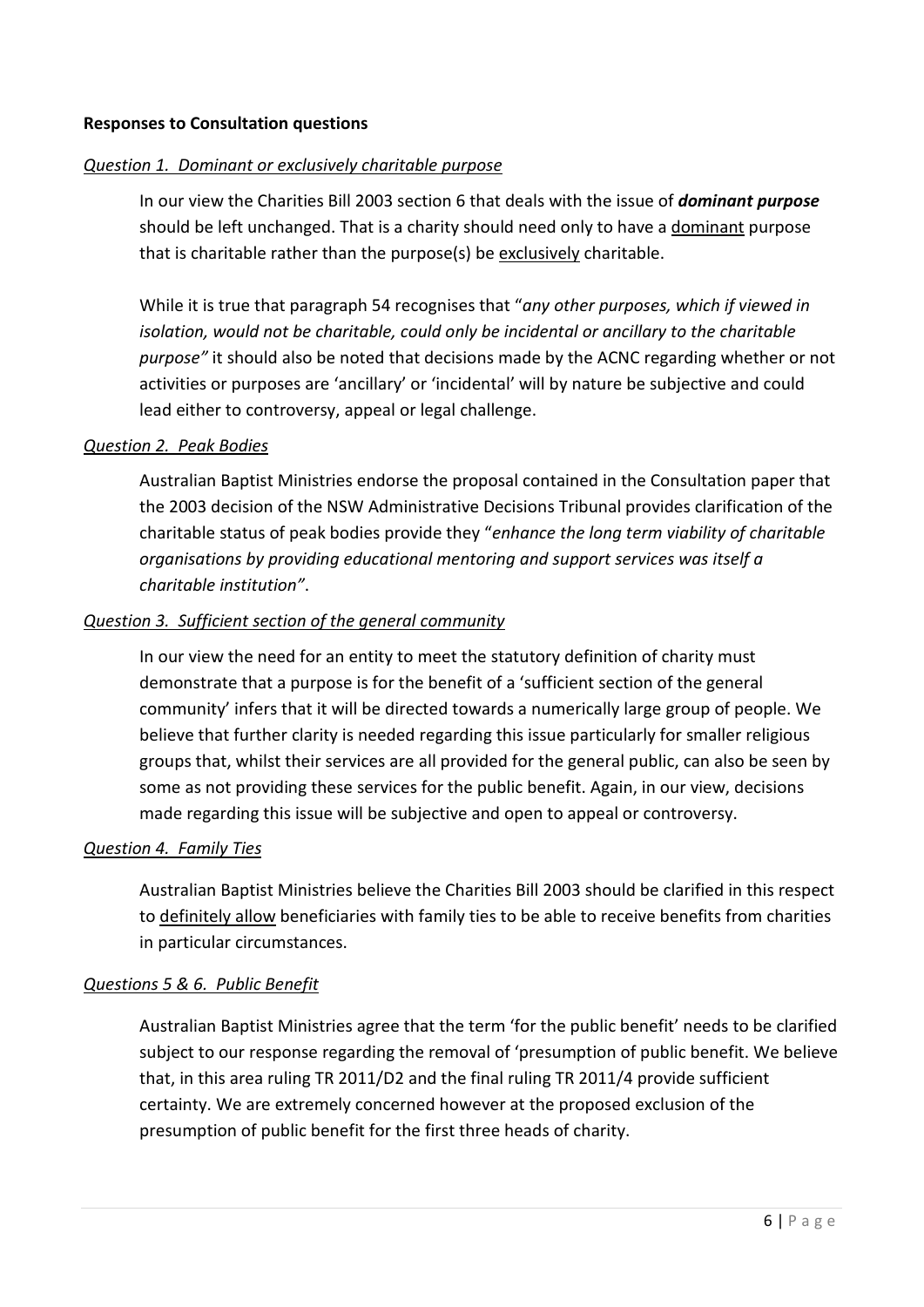**Responses to Consultation questions**

*Question 1. Dominant or exclusively charitable purpose*

In our view the Charities Bill 2003 section 6 that deals with the issue of ***dominant purpose*** should be left unchanged. That is a charity should need only to have a dominant purpose that is charitable rather than the purpose(s) be exclusively charitable.

While it is true that paragraph 54 recognises that "*any other purposes, which if viewed in isolation, would not be charitable, could only be incidental or ancillary to the charitable purpose"* it should also be noted that decisions made by the ACNC regarding whether or not activities or purposes are 'ancillary' or 'incidental' will by nature be subjective and could lead either to controversy, appeal or legal challenge.

*Question 2. Peak Bodies*

Australian Baptist Ministries endorse the proposal contained in the Consultation paper that the 2003 decision of the NSW Administrative Decisions Tribunal provides clarification of the charitable status of peak bodies provide they "*enhance the long term viability of charitable organisations by providing educational mentoring and support services was itself a charitable institution"*.

*Question 3. Sufficient section of the general community*

In our view the need for an entity to meet the statutory definition of charity must demonstrate that a purpose is for the benefit of a 'sufficient section of the general community' infers that it will be directed towards a numerically large group of people. We believe that further clarity is needed regarding this issue particularly for smaller religious groups that, whilst their services are all provided for the general public, can also be seen by some as not providing these services for the public benefit. Again, in our view, decisions made regarding this issue will be subjective and open to appeal or controversy.

*Question 4. Family Ties*

Australian Baptist Ministries believe the Charities Bill 2003 should be clarified in this respect to definitely allow beneficiaries with family ties to be able to receive benefits from charities in particular circumstances.

*Questions 5 & 6. Public Benefit*

Australian Baptist Ministries agree that the term 'for the public benefit' needs to be clarified subject to our response regarding the removal of 'presumption of public benefit. We believe that, in this area ruling TR 2011/D2 and the final ruling TR 2011/4 provide sufficient certainty. We are extremely concerned however at the proposed exclusion of the presumption of public benefit for the first three heads of charity.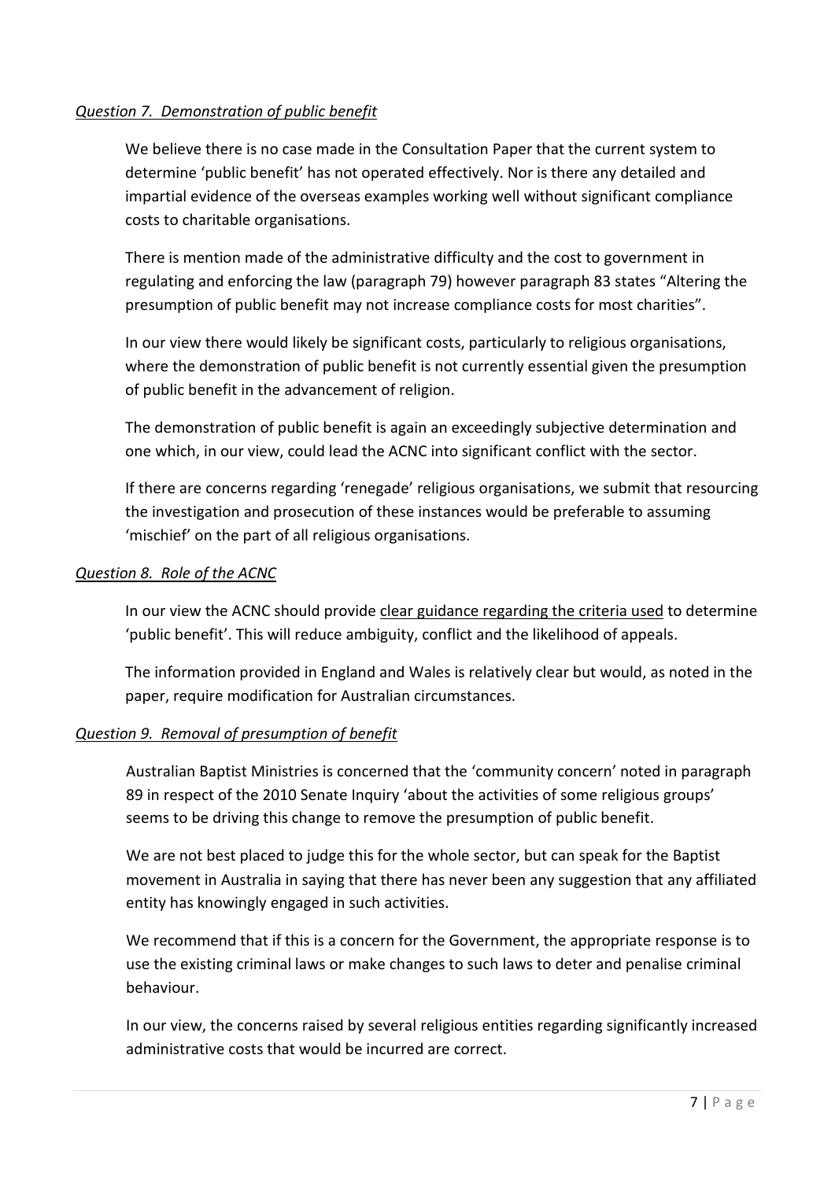*<u>Question 7. Demonstration of public benefit</u>*

We believe there is no case made in the Consultation Paper that the current system to determine 'public benefit' has not operated effectively. Nor is there any detailed and impartial evidence of the overseas examples working well without significant compliance costs to charitable organisations.

There is mention made of the administrative difficulty and the cost to government in regulating and enforcing the law (paragraph 79) however paragraph 83 states "Altering the presumption of public benefit may not increase compliance costs for most charities".

In our view there would likely be significant costs, particularly to religious organisations, where the demonstration of public benefit is not currently essential given the presumption of public benefit in the advancement of religion.

The demonstration of public benefit is again an exceedingly subjective determination and one which, in our view, could lead the ACNC into significant conflict with the sector.

If there are concerns regarding 'renegade' religious organisations, we submit that resourcing the investigation and prosecution of these instances would be preferable to assuming 'mischief' on the part of all religious organisations.

*<u>Question 8. Role of the ACNC</u>*

In our view the ACNC should provide <u>clear guidance regarding the criteria used</u> to determine 'public benefit'. This will reduce ambiguity, conflict and the likelihood of appeals.

The information provided in England and Wales is relatively clear but would, as noted in the paper, require modification for Australian circumstances.

*<u>Question 9. Removal of presumption of benefit</u>*

Australian Baptist Ministries is concerned that the 'community concern' noted in paragraph 89 in respect of the 2010 Senate Inquiry 'about the activities of some religious groups' seems to be driving this change to remove the presumption of public benefit.

We are not best placed to judge this for the whole sector, but can speak for the Baptist movement in Australia in saying that there has never been any suggestion that any affiliated entity has knowingly engaged in such activities.

We recommend that if this is a concern for the Government, the appropriate response is to use the existing criminal laws or make changes to such laws to deter and penalise criminal behaviour.

In our view, the concerns raised by several religious entities regarding significantly increased administrative costs that would be incurred are correct.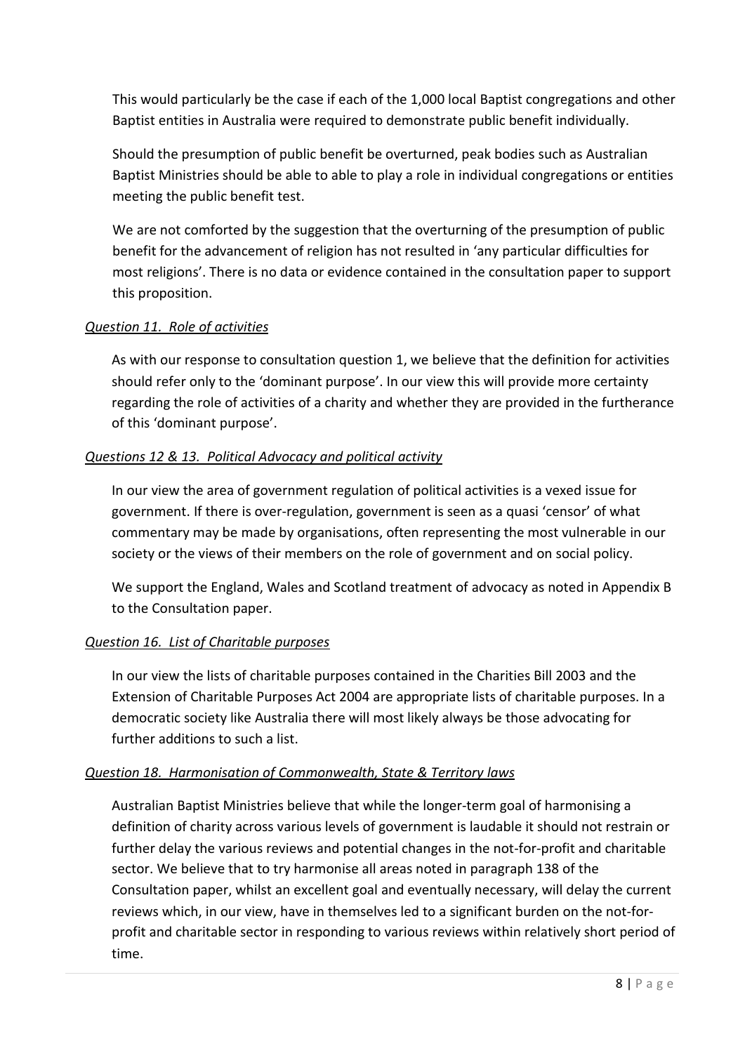This would particularly be the case if each of the 1,000 local Baptist congregations and other Baptist entities in Australia were required to demonstrate public benefit individually.

Should the presumption of public benefit be overturned, peak bodies such as Australian Baptist Ministries should be able to able to play a role in individual congregations or entities meeting the public benefit test.

We are not comforted by the suggestion that the overturning of the presumption of public benefit for the advancement of religion has not resulted in 'any particular difficulties for most religions'. There is no data or evidence contained in the consultation paper to support this proposition.

*Question 11. Role of activities*

As with our response to consultation question 1, we believe that the definition for activities should refer only to the 'dominant purpose'. In our view this will provide more certainty regarding the role of activities of a charity and whether they are provided in the furtherance of this 'dominant purpose'.

*Questions 12 & 13. Political Advocacy and political activity*

In our view the area of government regulation of political activities is a vexed issue for government. If there is over-regulation, government is seen as a quasi 'censor' of what commentary may be made by organisations, often representing the most vulnerable in our society or the views of their members on the role of government and on social policy.

We support the England, Wales and Scotland treatment of advocacy as noted in Appendix B to the Consultation paper.

*Question 16. List of Charitable purposes*

In our view the lists of charitable purposes contained in the Charities Bill 2003 and the Extension of Charitable Purposes Act 2004 are appropriate lists of charitable purposes. In a democratic society like Australia there will most likely always be those advocating for further additions to such a list.

*Question 18. Harmonisation of Commonwealth, State & Territory laws*

Australian Baptist Ministries believe that while the longer-term goal of harmonising a definition of charity across various levels of government is laudable it should not restrain or further delay the various reviews and potential changes in the not-for-profit and charitable sector. We believe that to try harmonise all areas noted in paragraph 138 of the Consultation paper, whilst an excellent goal and eventually necessary, will delay the current reviews which, in our view, have in themselves led to a significant burden on the not-for-profit and charitable sector in responding to various reviews within relatively short period of time.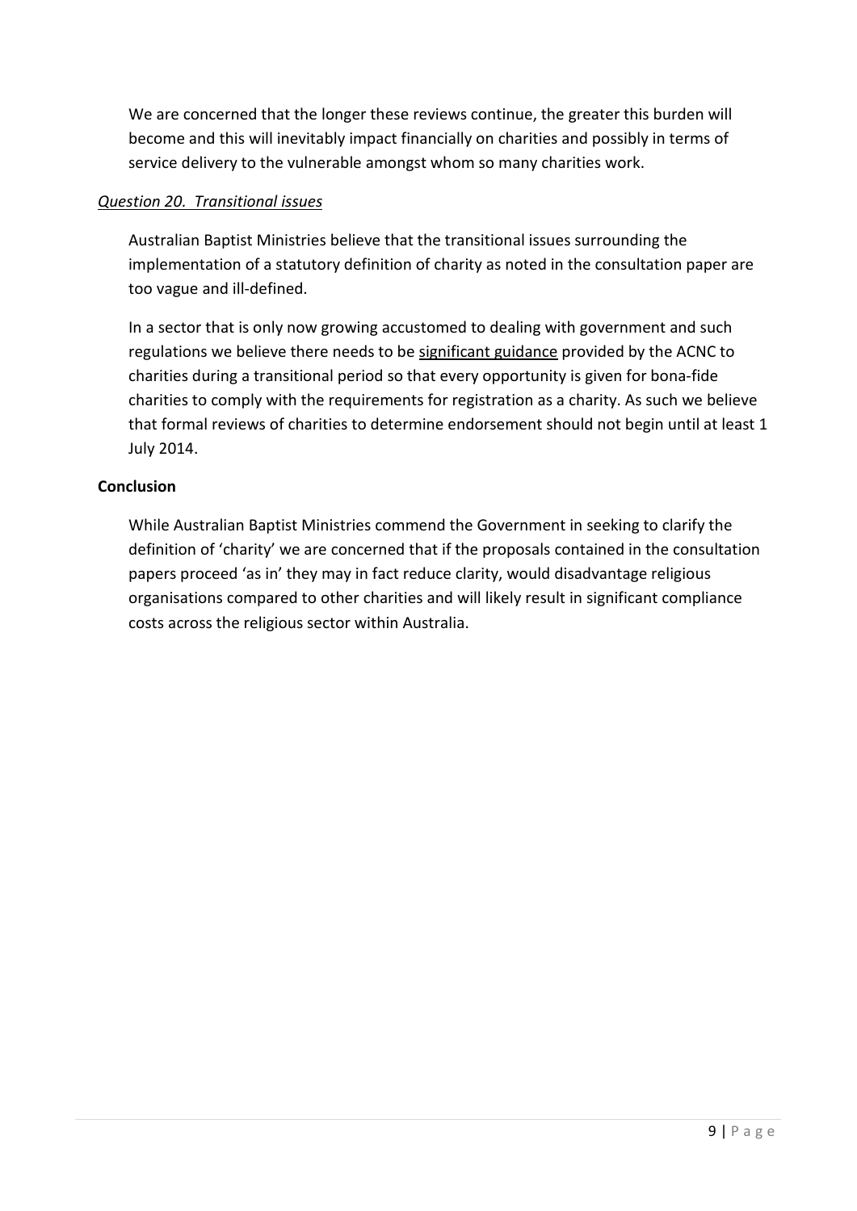We are concerned that the longer these reviews continue, the greater this burden will become and this will inevitably impact financially on charities and possibly in terms of service delivery to the vulnerable amongst whom so many charities work.

*Question 20. Transitional issues*

Australian Baptist Ministries believe that the transitional issues surrounding the implementation of a statutory definition of charity as noted in the consultation paper are too vague and ill-defined.

In a sector that is only now growing accustomed to dealing with government and such regulations we believe there needs to be significant guidance provided by the ACNC to charities during a transitional period so that every opportunity is given for bona-fide charities to comply with the requirements for registration as a charity. As such we believe that formal reviews of charities to determine endorsement should not begin until at least 1 July 2014.

**Conclusion**

While Australian Baptist Ministries commend the Government in seeking to clarify the definition of 'charity' we are concerned that if the proposals contained in the consultation papers proceed 'as in' they may in fact reduce clarity, would disadvantage religious organisations compared to other charities and will likely result in significant compliance costs across the religious sector within Australia.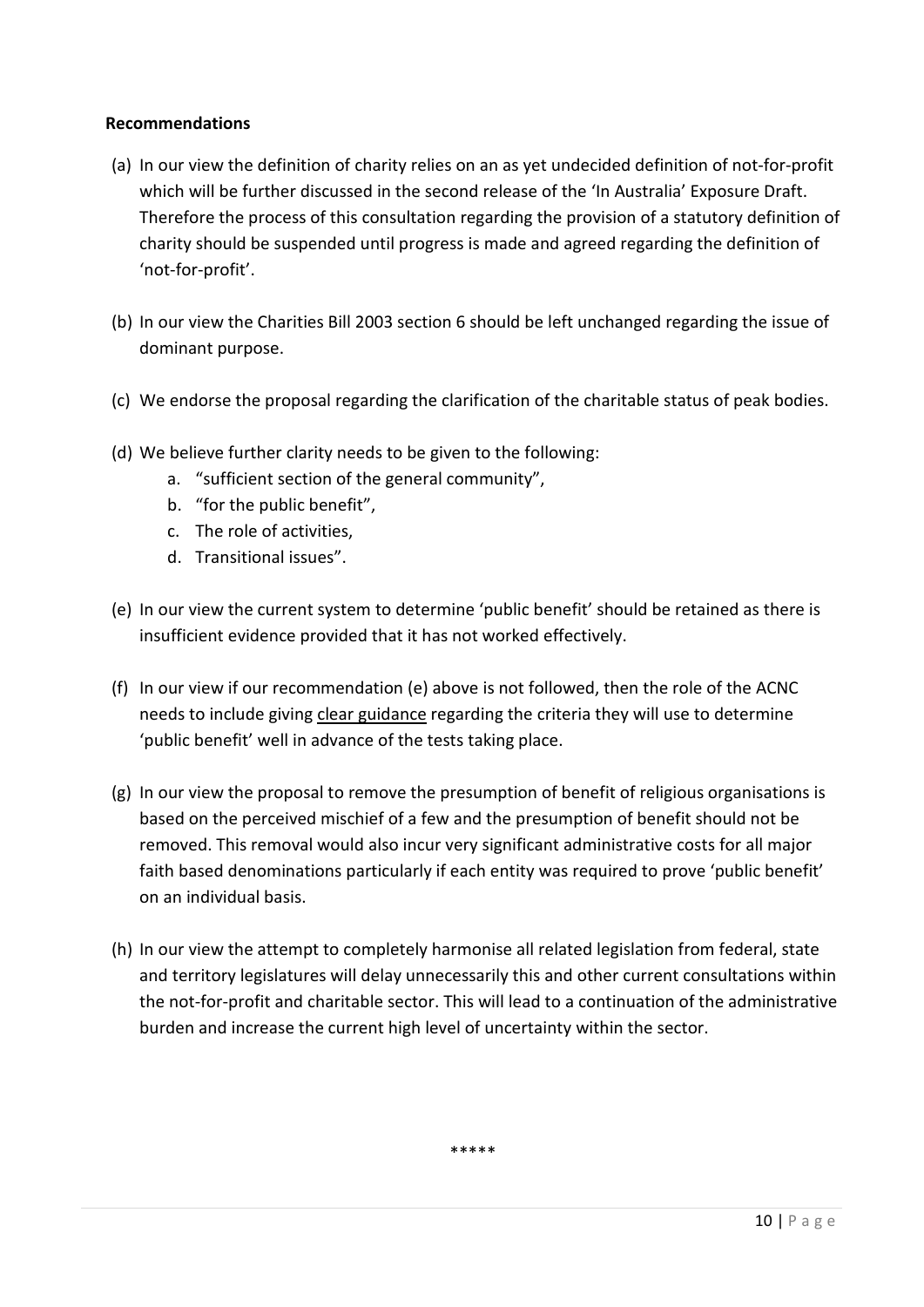**Recommendations**

(a) In our view the definition of charity relies on an as yet undecided definition of not-for-profit which will be further discussed in the second release of the 'In Australia' Exposure Draft. Therefore the process of this consultation regarding the provision of a statutory definition of charity should be suspended until progress is made and agreed regarding the definition of 'not-for-profit'.

(b) In our view the Charities Bill 2003 section 6 should be left unchanged regarding the issue of dominant purpose.

(c) We endorse the proposal regarding the clarification of the charitable status of peak bodies.

(d) We believe further clarity needs to be given to the following:
   a. "sufficient section of the general community",
   b. "for the public benefit",
   c. The role of activities,
   d. Transitional issues".

(e) In our view the current system to determine 'public benefit' should be retained as there is insufficient evidence provided that it has not worked effectively.

(f) In our view if our recommendation (e) above is not followed, then the role of the ACNC needs to include giving <u>clear guidance</u> regarding the criteria they will use to determine 'public benefit' well in advance of the tests taking place.

(g) In our view the proposal to remove the presumption of benefit of religious organisations is based on the perceived mischief of a few and the presumption of benefit should not be removed. This removal would also incur very significant administrative costs for all major faith based denominations particularly if each entity was required to prove 'public benefit' on an individual basis.

(h) In our view the attempt to completely harmonise all related legislation from federal, state and territory legislatures will delay unnecessarily this and other current consultations within the not-for-profit and charitable sector. This will lead to a continuation of the administrative burden and increase the current high level of uncertainty within the sector.

*****